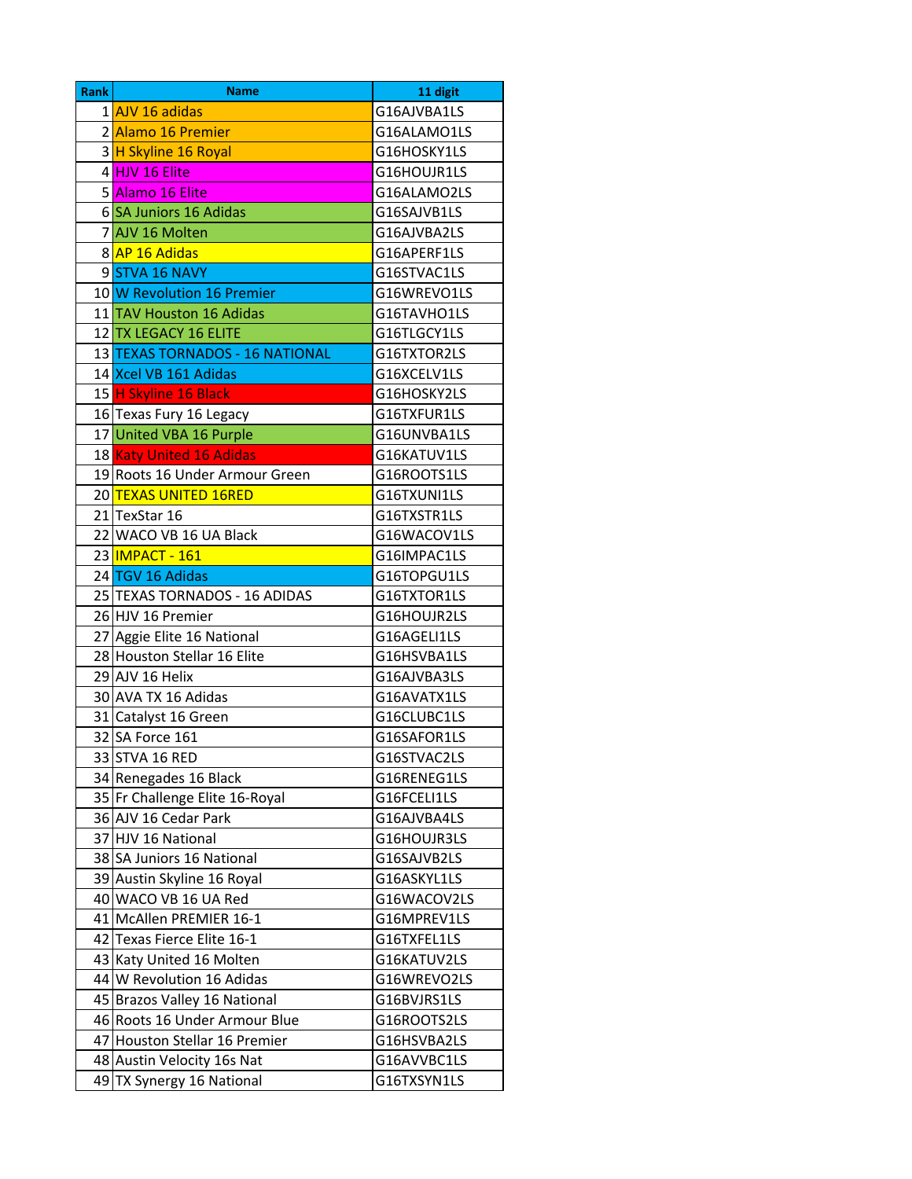| Rank | Name | 11 digit |
| --- | --- | --- |
| 1 | AJV 16 adidas | G16AJVBA1LS |
| 2 | Alamo 16 Premier | G16ALAMO1LS |
| 3 | H Skyline 16 Royal | G16HOSKY1LS |
| 4 | HJV 16 Elite | G16HOUJR1LS |
| 5 | Alamo 16 Elite | G16ALAMO2LS |
| 6 | SA Juniors 16 Adidas | G16SAJVB1LS |
| 7 | AJV 16 Molten | G16AJVBA2LS |
| 8 | AP 16 Adidas | G16APERF1LS |
| 9 | STVA 16 NAVY | G16STVAC1LS |
| 10 | W Revolution 16 Premier | G16WREVO1LS |
| 11 | TAV Houston 16 Adidas | G16TAVHO1LS |
| 12 | TX LEGACY 16 ELITE | G16TLGCY1LS |
| 13 | TEXAS TORNADOS - 16 NATIONAL | G16TXTOR2LS |
| 14 | Xcel VB 161 Adidas | G16XCELV1LS |
| 15 | H Skyline 16 Black | G16HOSKY2LS |
| 16 | Texas Fury 16 Legacy | G16TXFUR1LS |
| 17 | United VBA 16 Purple | G16UNVBA1LS |
| 18 | Katy United 16 Adidas | G16KATUV1LS |
| 19 | Roots 16 Under Armour Green | G16ROOTS1LS |
| 20 | TEXAS UNITED 16RED | G16TXUNI1LS |
| 21 | TexStar 16 | G16TXSTR1LS |
| 22 | WACO VB 16 UA Black | G16WACOV1LS |
| 23 | IMPACT - 161 | G16IMPAC1LS |
| 24 | TGV 16 Adidas | G16TOPGU1LS |
| 25 | TEXAS TORNADOS - 16 ADIDAS | G16TXTOR1LS |
| 26 | HJV 16 Premier | G16HOUJR2LS |
| 27 | Aggie Elite 16 National | G16AGELI1LS |
| 28 | Houston Stellar 16 Elite | G16HSVBA1LS |
| 29 | AJV 16 Helix | G16AJVBA3LS |
| 30 | AVA TX 16 Adidas | G16AVATX1LS |
| 31 | Catalyst 16 Green | G16CLUBC1LS |
| 32 | SA Force 161 | G16SAFOR1LS |
| 33 | STVA 16 RED | G16STVAC2LS |
| 34 | Renegades 16 Black | G16RENEG1LS |
| 35 | Fr Challenge Elite 16-Royal | G16FCELI1LS |
| 36 | AJV 16 Cedar Park | G16AJVBA4LS |
| 37 | HJV 16 National | G16HOUJR3LS |
| 38 | SA Juniors 16 National | G16SAJVB2LS |
| 39 | Austin Skyline 16 Royal | G16ASKYL1LS |
| 40 | WACO VB 16 UA Red | G16WACOV2LS |
| 41 | McAllen PREMIER 16-1 | G16MPREV1LS |
| 42 | Texas Fierce Elite 16-1 | G16TXFEL1LS |
| 43 | Katy United 16 Molten | G16KATUV2LS |
| 44 | W Revolution 16 Adidas | G16WREVO2LS |
| 45 | Brazos Valley 16 National | G16BVJRS1LS |
| 46 | Roots 16 Under Armour Blue | G16ROOTS2LS |
| 47 | Houston Stellar 16 Premier | G16HSVBA2LS |
| 48 | Austin Velocity 16s Nat | G16AVVBC1LS |
| 49 | TX Synergy 16 National | G16TXSYN1LS |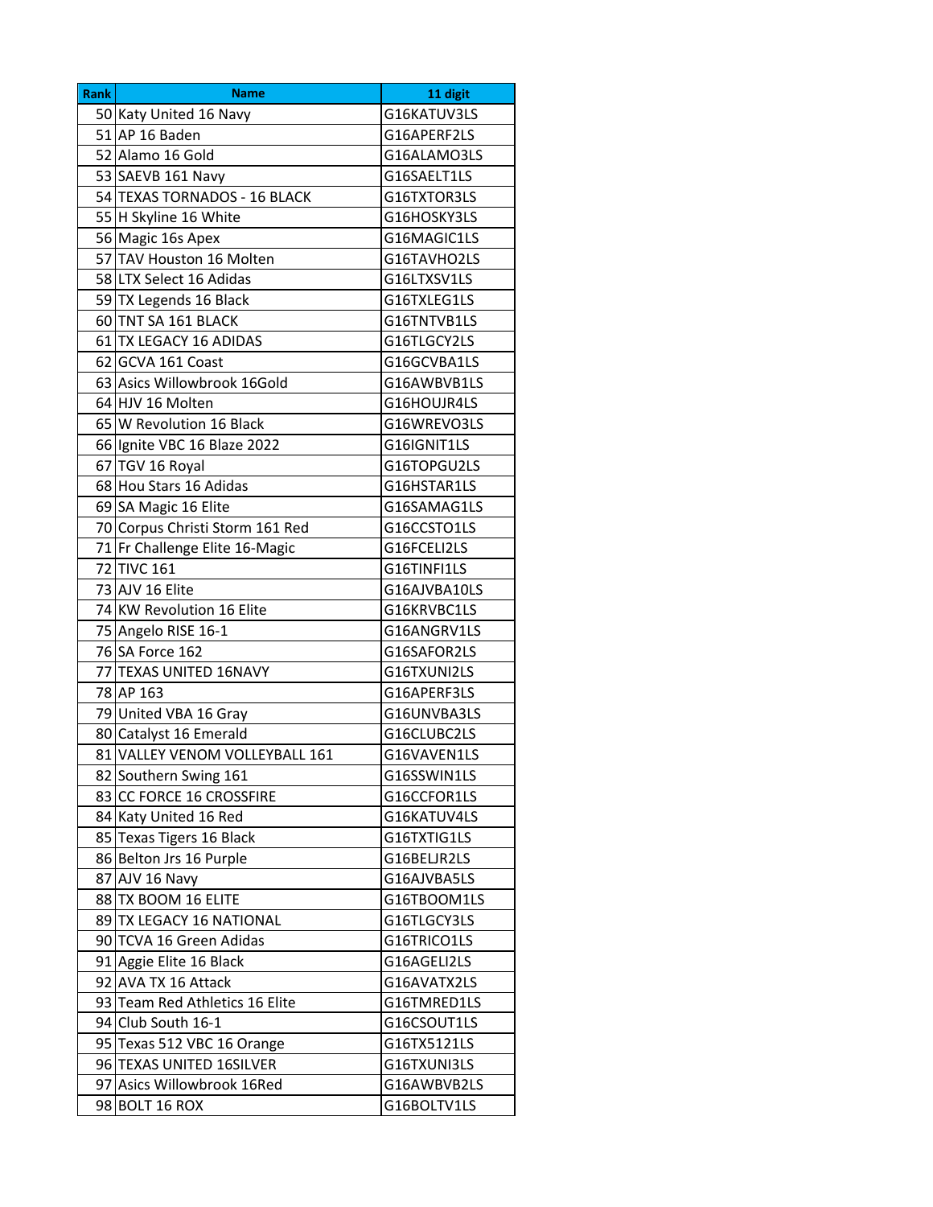| Rank | Name | 11 digit |
|---|---|---|
| 50 | Katy United 16 Navy | G16KATUV3LS |
| 51 | AP 16 Baden | G16APERF2LS |
| 52 | Alamo 16 Gold | G16ALAMO3LS |
| 53 | SAEVB 161 Navy | G16SAELT1LS |
| 54 | TEXAS TORNADOS - 16 BLACK | G16TXTOR3LS |
| 55 | H Skyline 16 White | G16HOSKY3LS |
| 56 | Magic 16s Apex | G16MAGIC1LS |
| 57 | TAV Houston 16 Molten | G16TAVHO2LS |
| 58 | LTX Select 16 Adidas | G16LTXSV1LS |
| 59 | TX Legends 16 Black | G16TXLEG1LS |
| 60 | TNT SA 161 BLACK | G16TNTVB1LS |
| 61 | TX LEGACY 16 ADIDAS | G16TLGCY2LS |
| 62 | GCVA 161 Coast | G16GCVBA1LS |
| 63 | Asics Willowbrook 16Gold | G16AWBVB1LS |
| 64 | HJV 16 Molten | G16HOUJR4LS |
| 65 | W Revolution 16 Black | G16WREVO3LS |
| 66 | Ignite VBC 16 Blaze 2022 | G16IGNIT1LS |
| 67 | TGV 16 Royal | G16TOPGU2LS |
| 68 | Hou Stars 16 Adidas | G16HSTAR1LS |
| 69 | SA Magic 16 Elite | G16SAMAG1LS |
| 70 | Corpus Christi Storm 161 Red | G16CCSTO1LS |
| 71 | Fr Challenge Elite 16-Magic | G16FCELI2LS |
| 72 | TIVC 161 | G16TINFI1LS |
| 73 | AJV 16 Elite | G16AJVBA10LS |
| 74 | KW Revolution 16 Elite | G16KRVBC1LS |
| 75 | Angelo RISE 16-1 | G16ANGRV1LS |
| 76 | SA Force 162 | G16SAFOR2LS |
| 77 | TEXAS UNITED 16NAVY | G16TXUNI2LS |
| 78 | AP 163 | G16APERF3LS |
| 79 | United VBA 16 Gray | G16UNVBA3LS |
| 80 | Catalyst 16 Emerald | G16CLUBC2LS |
| 81 | VALLEY VENOM VOLLEYBALL 161 | G16VAVEN1LS |
| 82 | Southern Swing 161 | G16SSWIN1LS |
| 83 | CC FORCE 16 CROSSFIRE | G16CCFOR1LS |
| 84 | Katy United 16 Red | G16KATUV4LS |
| 85 | Texas Tigers 16 Black | G16TXTIG1LS |
| 86 | Belton Jrs 16 Purple | G16BELJR2LS |
| 87 | AJV 16 Navy | G16AJVBA5LS |
| 88 | TX BOOM 16 ELITE | G16TBOOM1LS |
| 89 | TX LEGACY 16 NATIONAL | G16TLGCY3LS |
| 90 | TCVA 16 Green Adidas | G16TRICO1LS |
| 91 | Aggie Elite 16 Black | G16AGELI2LS |
| 92 | AVA TX 16 Attack | G16AVATX2LS |
| 93 | Team Red Athletics 16 Elite | G16TMRED1LS |
| 94 | Club South 16-1 | G16CSOUT1LS |
| 95 | Texas 512 VBC 16 Orange | G16TX5121LS |
| 96 | TEXAS UNITED 16SILVER | G16TXUNI3LS |
| 97 | Asics Willowbrook 16Red | G16AWBVB2LS |
| 98 | BOLT 16 ROX | G16BOLTV1LS |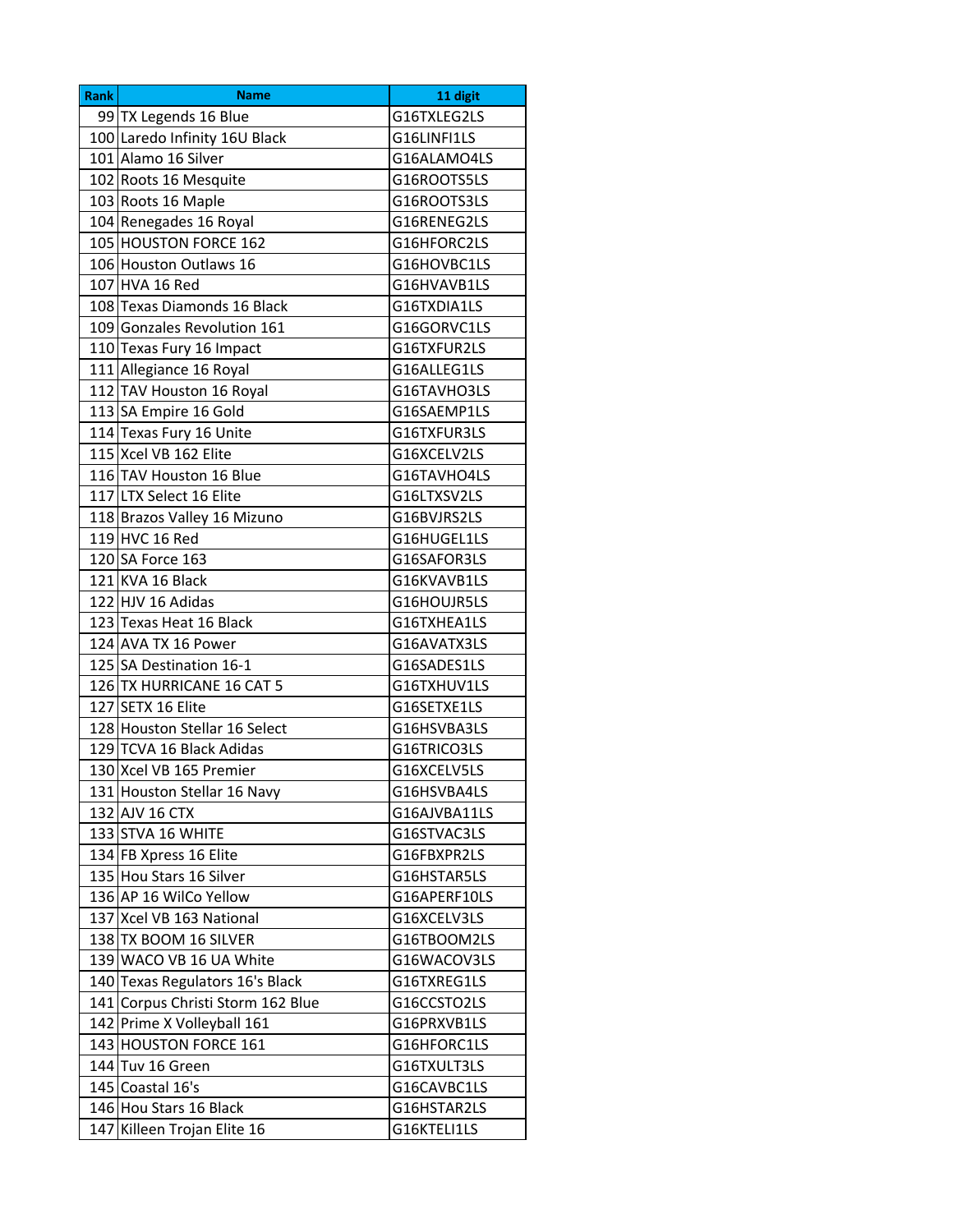| Rank | Name | 11 digit |
|---|---|---|
| 99 | TX Legends 16 Blue | G16TXLEG2LS |
| 100 | Laredo Infinity 16U Black | G16LINFI1LS |
| 101 | Alamo 16 Silver | G16ALAMO4LS |
| 102 | Roots 16 Mesquite | G16ROOTS5LS |
| 103 | Roots 16 Maple | G16ROOTS3LS |
| 104 | Renegades 16 Royal | G16RENEG2LS |
| 105 | HOUSTON FORCE 162 | G16HFORC2LS |
| 106 | Houston Outlaws 16 | G16HOVBC1LS |
| 107 | HVA 16 Red | G16HVAVB1LS |
| 108 | Texas Diamonds 16 Black | G16TXDIA1LS |
| 109 | Gonzales Revolution 161 | G16GORVC1LS |
| 110 | Texas Fury 16 Impact | G16TXFUR2LS |
| 111 | Allegiance 16 Royal | G16ALLEG1LS |
| 112 | TAV Houston 16 Royal | G16TAVHO3LS |
| 113 | SA Empire 16 Gold | G16SAEMP1LS |
| 114 | Texas Fury 16 Unite | G16TXFUR3LS |
| 115 | Xcel VB 162 Elite | G16XCELV2LS |
| 116 | TAV Houston 16 Blue | G16TAVHO4LS |
| 117 | LTX Select 16 Elite | G16LTXSV2LS |
| 118 | Brazos Valley 16 Mizuno | G16BVJRS2LS |
| 119 | HVC 16 Red | G16HUGEL1LS |
| 120 | SA Force 163 | G16SAFOR3LS |
| 121 | KVA 16 Black | G16KVAVB1LS |
| 122 | HJV 16 Adidas | G16HOUJR5LS |
| 123 | Texas Heat 16 Black | G16TXHEA1LS |
| 124 | AVA TX 16 Power | G16AVATX3LS |
| 125 | SA Destination 16-1 | G16SADES1LS |
| 126 | TX HURRICANE 16 CAT 5 | G16TXHUV1LS |
| 127 | SETX 16 Elite | G16SETXE1LS |
| 128 | Houston Stellar 16 Select | G16HSVBA3LS |
| 129 | TCVA 16 Black Adidas | G16TRICO3LS |
| 130 | Xcel VB 165 Premier | G16XCELV5LS |
| 131 | Houston Stellar 16 Navy | G16HSVBA4LS |
| 132 | AJV 16 CTX | G16AJVBA11LS |
| 133 | STVA 16 WHITE | G16STVAC3LS |
| 134 | FB Xpress 16 Elite | G16FBXPR2LS |
| 135 | Hou Stars 16 Silver | G16HSTAR5LS |
| 136 | AP 16 WilCo Yellow | G16APERF10LS |
| 137 | Xcel VB 163 National | G16XCELV3LS |
| 138 | TX BOOM 16 SILVER | G16TBOOM2LS |
| 139 | WACO VB 16 UA White | G16WACOV3LS |
| 140 | Texas Regulators 16's Black | G16TXREG1LS |
| 141 | Corpus Christi Storm 162 Blue | G16CCSTO2LS |
| 142 | Prime X Volleyball 161 | G16PRXVB1LS |
| 143 | HOUSTON FORCE 161 | G16HFORC1LS |
| 144 | Tuv 16 Green | G16TXULT3LS |
| 145 | Coastal 16's | G16CAVBC1LS |
| 146 | Hou Stars 16 Black | G16HSTAR2LS |
| 147 | Killeen Trojan Elite 16 | G16KTELI1LS |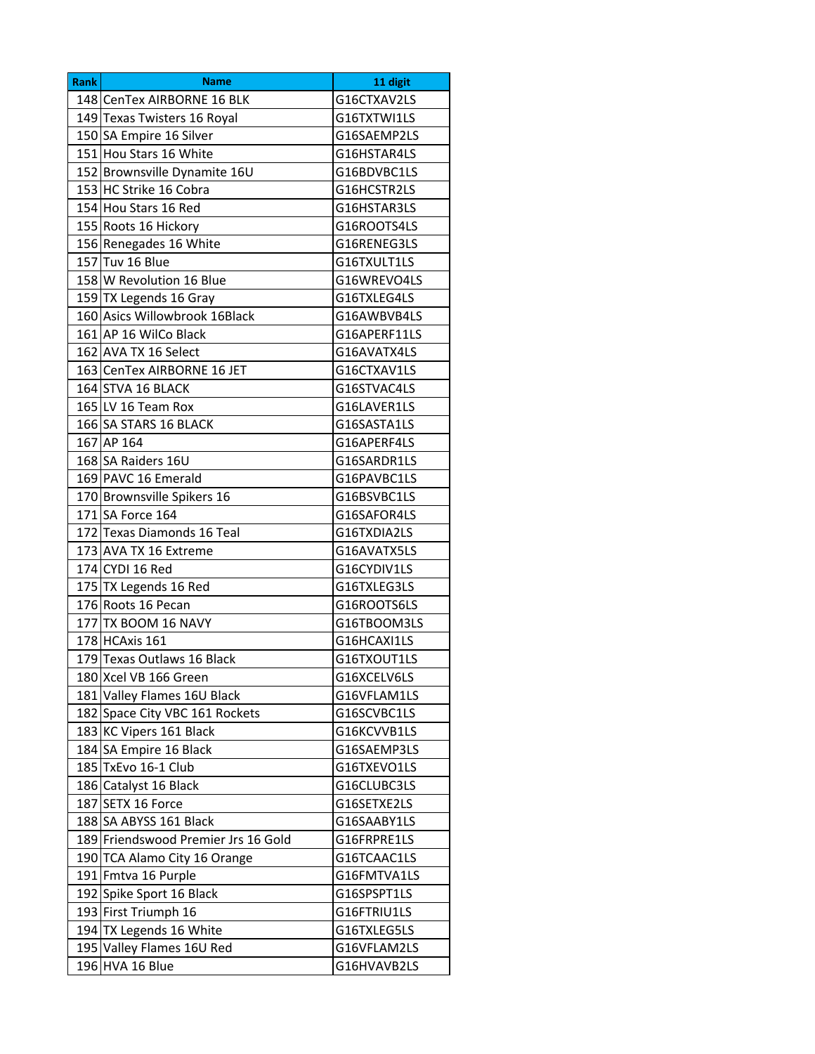| Rank | Name | 11 digit |
|---|---|---|
| 148 | CenTex AIRBORNE 16 BLK | G16CTXAV2LS |
| 149 | Texas Twisters 16 Royal | G16TXTWI1LS |
| 150 | SA Empire 16 Silver | G16SAEMP2LS |
| 151 | Hou Stars 16 White | G16HSTAR4LS |
| 152 | Brownsville Dynamite 16U | G16BDVBC1LS |
| 153 | HC Strike 16 Cobra | G16HCSTR2LS |
| 154 | Hou Stars 16 Red | G16HSTAR3LS |
| 155 | Roots 16 Hickory | G16ROOTS4LS |
| 156 | Renegades 16 White | G16RENEG3LS |
| 157 | Tuv 16 Blue | G16TXULT1LS |
| 158 | W Revolution 16 Blue | G16WREVO4LS |
| 159 | TX Legends 16 Gray | G16TXLEG4LS |
| 160 | Asics Willowbrook 16Black | G16AWBVB4LS |
| 161 | AP 16 WilCo Black | G16APERF11LS |
| 162 | AVA TX 16 Select | G16AVATX4LS |
| 163 | CenTex AIRBORNE 16 JET | G16CTXAV1LS |
| 164 | STVA 16 BLACK | G16STVAC4LS |
| 165 | LV 16 Team Rox | G16LAVER1LS |
| 166 | SA STARS 16 BLACK | G16SASTA1LS |
| 167 | AP 164 | G16APERF4LS |
| 168 | SA Raiders 16U | G16SARDR1LS |
| 169 | PAVC 16 Emerald | G16PAVBC1LS |
| 170 | Brownsville Spikers 16 | G16BSVBC1LS |
| 171 | SA Force 164 | G16SAFOR4LS |
| 172 | Texas Diamonds 16 Teal | G16TXDIA2LS |
| 173 | AVA TX 16 Extreme | G16AVATX5LS |
| 174 | CYDI 16 Red | G16CYDIV1LS |
| 175 | TX Legends 16 Red | G16TXLEG3LS |
| 176 | Roots 16 Pecan | G16ROOTS6LS |
| 177 | TX BOOM 16 NAVY | G16TBOOM3LS |
| 178 | HCAxis 161 | G16HCAXI1LS |
| 179 | Texas Outlaws 16 Black | G16TXOUT1LS |
| 180 | Xcel VB 166 Green | G16XCELV6LS |
| 181 | Valley Flames 16U Black | G16VFLAM1LS |
| 182 | Space City VBC 161 Rockets | G16SCVBC1LS |
| 183 | KC Vipers 161 Black | G16KCVVB1LS |
| 184 | SA Empire 16 Black | G16SAEMP3LS |
| 185 | TxEvo 16-1 Club | G16TXEVO1LS |
| 186 | Catalyst 16 Black | G16CLUBC3LS |
| 187 | SETX 16 Force | G16SETXE2LS |
| 188 | SA ABYSS 161 Black | G16SAABY1LS |
| 189 | Friendswood Premier Jrs 16 Gold | G16FRPRE1LS |
| 190 | TCA Alamo City 16 Orange | G16TCAAC1LS |
| 191 | Fmtva 16 Purple | G16FMTVA1LS |
| 192 | Spike Sport 16 Black | G16SPSPT1LS |
| 193 | First Triumph 16 | G16FTRIU1LS |
| 194 | TX Legends 16 White | G16TXLEG5LS |
| 195 | Valley Flames 16U Red | G16VFLAM2LS |
| 196 | HVA 16 Blue | G16HVAVB2LS |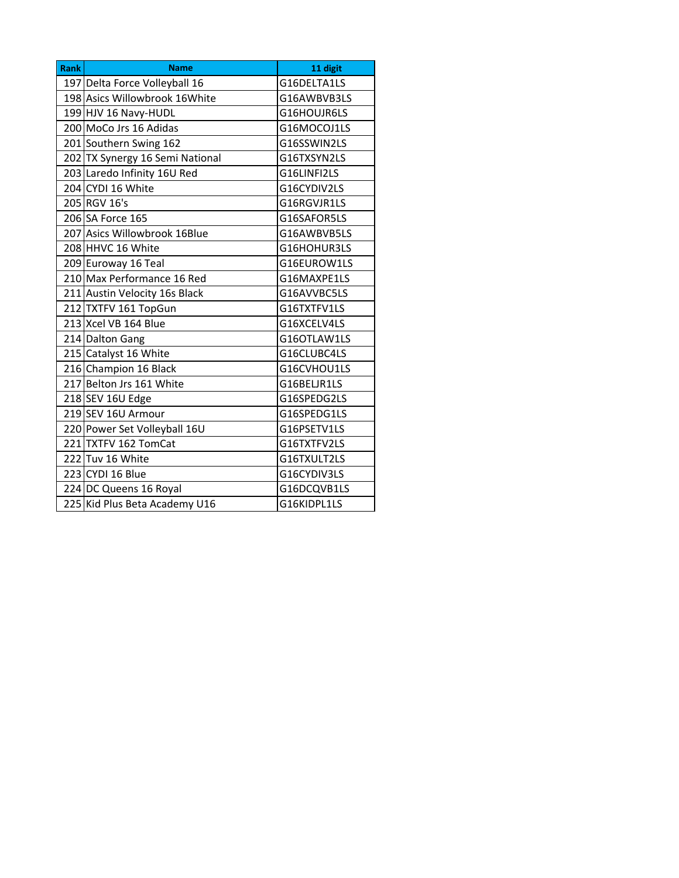| Rank | Name | 11 digit |
| --- | --- | --- |
| 197 | Delta Force Volleyball 16 | G16DELTA1LS |
| 198 | Asics Willowbrook 16White | G16AWBVB3LS |
| 199 | HJV 16 Navy-HUDL | G16HOUJR6LS |
| 200 | MoCo Jrs 16 Adidas | G16MOCOJ1LS |
| 201 | Southern Swing 162 | G16SSWIN2LS |
| 202 | TX Synergy 16 Semi National | G16TXSYN2LS |
| 203 | Laredo Infinity 16U Red | G16LINFI2LS |
| 204 | CYDI 16 White | G16CYDIV2LS |
| 205 | RGV 16's | G16RGVJR1LS |
| 206 | SA Force 165 | G16SAFOR5LS |
| 207 | Asics Willowbrook 16Blue | G16AWBVB5LS |
| 208 | HHVC 16 White | G16HOHUR3LS |
| 209 | Euroway 16 Teal | G16EUROW1LS |
| 210 | Max Performance 16 Red | G16MAXPE1LS |
| 211 | Austin Velocity 16s Black | G16AVVBC5LS |
| 212 | TXTFV 161 TopGun | G16TXTFV1LS |
| 213 | Xcel VB 164 Blue | G16XCELV4LS |
| 214 | Dalton Gang | G16OTLAW1LS |
| 215 | Catalyst 16 White | G16CLUBC4LS |
| 216 | Champion 16 Black | G16CVHOU1LS |
| 217 | Belton Jrs 161 White | G16BELJR1LS |
| 218 | SEV 16U Edge | G16SPEDG2LS |
| 219 | SEV 16U Armour | G16SPEDG1LS |
| 220 | Power Set Volleyball 16U | G16PSETV1LS |
| 221 | TXTFV 162 TomCat | G16TXTFV2LS |
| 222 | Tuv 16 White | G16TXULT2LS |
| 223 | CYDI 16 Blue | G16CYDIV3LS |
| 224 | DC Queens 16 Royal | G16DCQVB1LS |
| 225 | Kid Plus Beta Academy U16 | G16KIDPL1LS |